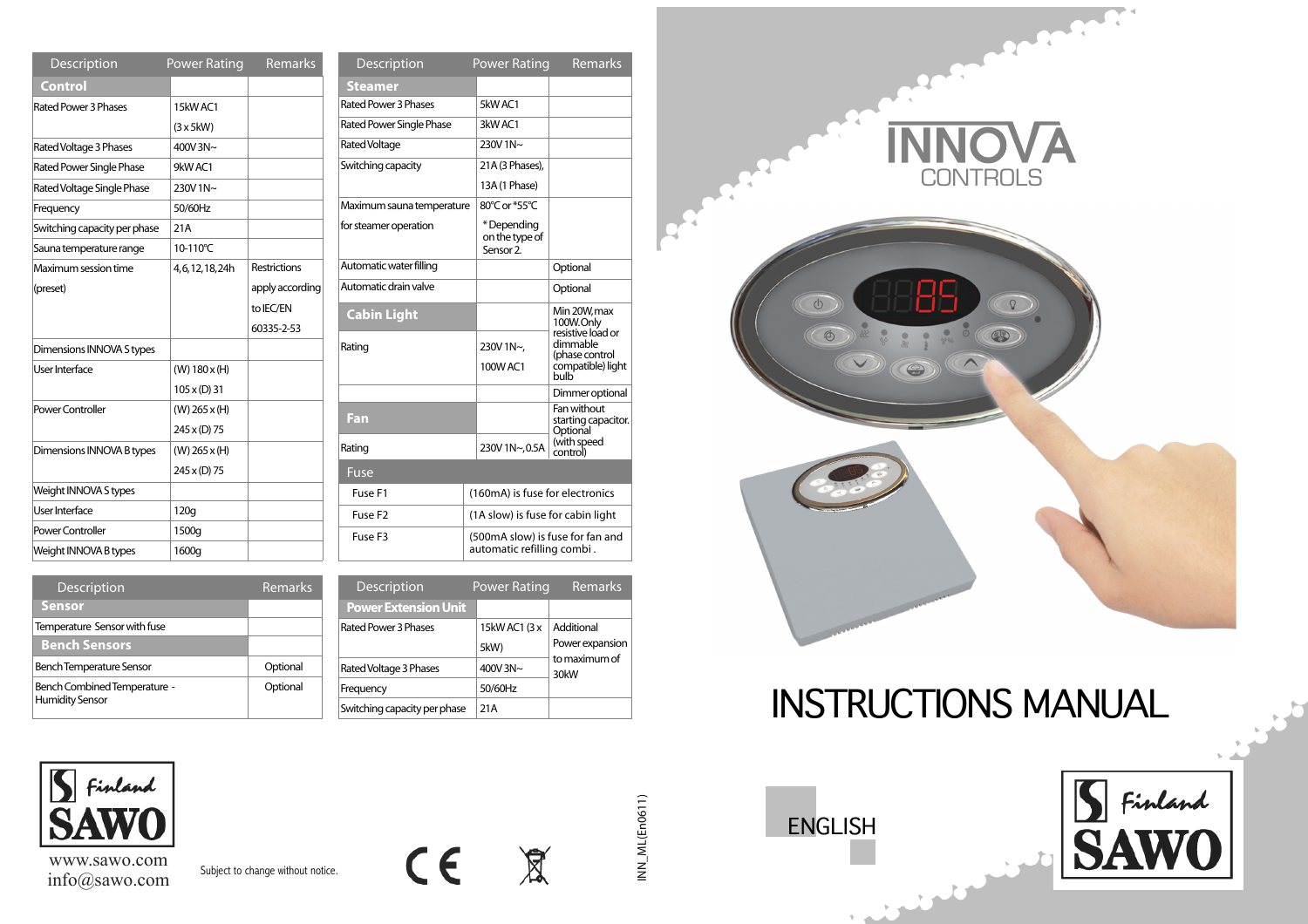| Description | Power Rating | Remarks |
|---|---|---|
| **Control** | | |
| Rated Power 3 Phases | 15kW AC1 (3 x 5kW) | |
| Rated Voltage 3 Phases | 400V 3N~ | |
| Rated Power Single Phase | 9kW AC1 | |
| Rated Voltage Single Phase | 230V 1N~ | |
| Frequency | 50/60Hz | |
| Switching capacity per phase | 21A | |
| Sauna temperature range | 10-110°C | |
| Maximum session time (preset) | 4,6,12,18,24h | Restrictions apply according to IEC/EN 60335-2-53 |
| Dimensions INNOVA S types | | |
| User Interface | (W) 180 x (H) 105 x (D) 31 | |
| Power Controller | (W) 265 x (H) 245 x (D) 75 | |
| Dimensions INNOVA B types | (W) 265 x (H) 245 x (D) 75 | |
| Weight INNOVA S types | | |
| User Interface | 120g | |
| Power Controller | 1500g | |
| Weight INNOVA B types | 1600g | |

| Description | Remarks |
|---|---|
| **Sensor** | |
| Temperature Sensor with fuse | |
| **Bench Sensors** | |
| Bench Temperature Sensor | Optional |
| Bench Combined Temperature - Humidity Sensor | Optional |

| Description | Power Rating | Remarks |
|---|---|---|
| **Steamer** | | |
| Rated Power 3 Phases | 5kW AC1 | |
| Rated Power Single Phase | 3kW AC1 | |
| Rated Voltage | 230V 1N~ | |
| Switching capacity | 21A (3 Phases), 13A (1 Phase) | |
| Maximum sauna temperature for steamer operation | 80°C or *55°C *Depending on the type of Sensor 2. | |
| Automatic water filling | | Optional |
| Automatic drain valve | | Optional |
| **Cabin Light** | | Min 20W, max 100W. Only resistive load or dimmable (phase control compatible) light bulb |
| Rating | 230V 1N~, 100W AC1 | |
| | | Dimmer optional |
| **Fan** | | Fan without starting capacitor. Optional (with speed control) |
| Rating | 230V 1N~, 0.5A | |
| **Fuse** | | |
| Fuse F1 | (160mA) is fuse for electronics | |
| Fuse F2 | (1A slow) is fuse for cabin light | |
| Fuse F3 | (500mA slow) is fuse for fan and automatic refilling combi . | |

| Description | Power Rating | Remarks |
|---|---|---|
| **Power Extension Unit** | | |
| Rated Power 3 Phases | 15kW AC1 (3 x 5kW) | Additional Power expansion to maximum of 30kW |
| Rated Voltage 3 Phases | 400V 3N~ | |
| Frequency | 50/60Hz | |
| Switching capacity per phase | 21A | |

SAWO Finland

www.sawo.com
info@sawo.com

Subject to change without notice.

INN_ML(En0611)

INNOVA CONTROLS

# INSTRUCTIONS MANUAL

ENGLISH

SAWO Finland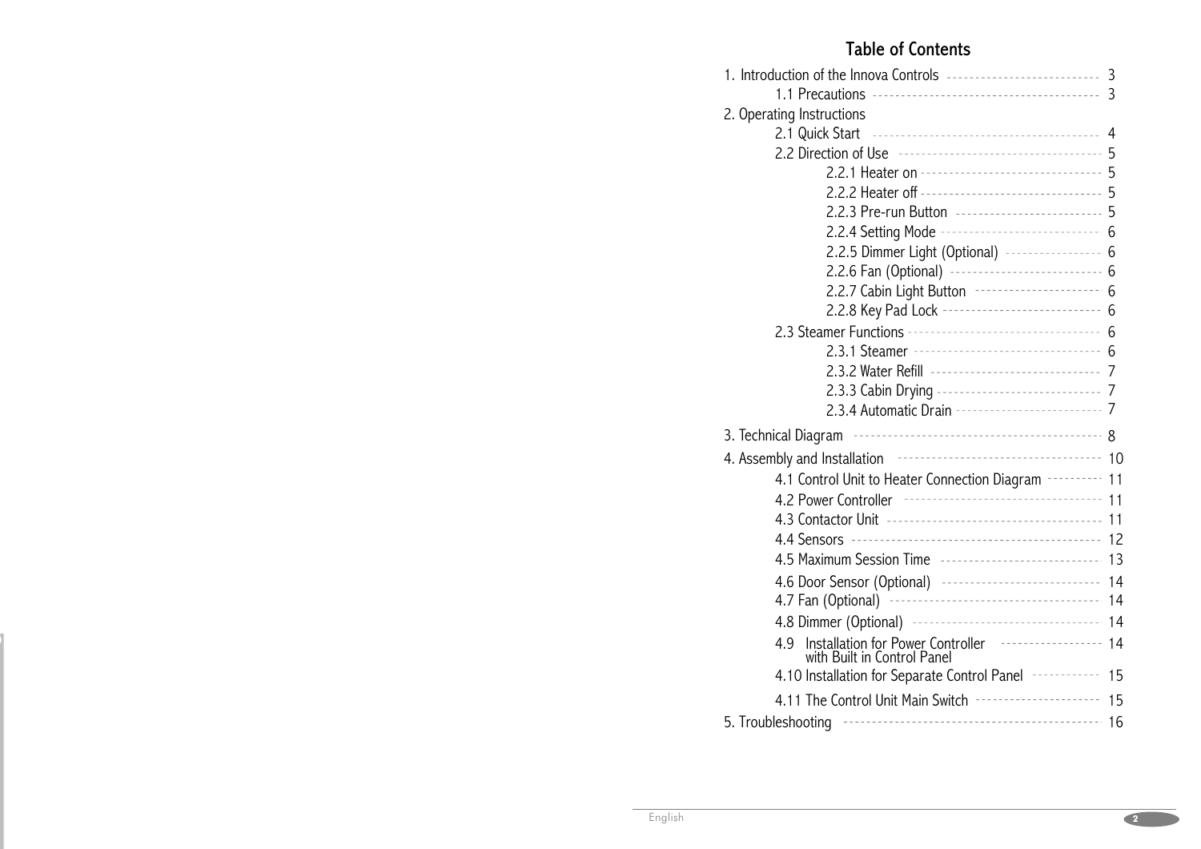## Table of Contents

1. Introduction of the Innova Controls ........ 3
   - 1.1 Precautions ........ 3
2. Operating Instructions
   - 2.1 Quick Start ........ 4
   - 2.2 Direction of Use ........ 5
     - 2.2.1 Heater on ........ 5
     - 2.2.2 Heater off ........ 5
     - 2.2.3 Pre-run Button ........ 5
     - 2.2.4 Setting Mode ........ 6
     - 2.2.5 Dimmer Light (Optional) ........ 6
     - 2.2.6 Fan (Optional) ........ 6
     - 2.2.7 Cabin Light Button ........ 6
     - 2.2.8 Key Pad Lock ........ 6
   - 2.3 Steamer Functions ........ 6
     - 2.3.1 Steamer ........ 6
     - 2.3.2 Water Refill ........ 7
     - 2.3.3 Cabin Drying ........ 7
     - 2.3.4 Automatic Drain ........ 7
3. Technical Diagram ........ 8
4. Assembly and Installation ........ 10
   - 4.1 Control Unit to Heater Connection Diagram ........ 11
   - 4.2 Power Controller ........ 11
   - 4.3 Contactor Unit ........ 11
   - 4.4 Sensors ........ 12
   - 4.5 Maximum Session Time ........ 13
   - 4.6 Door Sensor (Optional) ........ 14
   - 4.7 Fan (Optional) ........ 14
   - 4.8 Dimmer (Optional) ........ 14
   - 4.9 Installation for Power Controller with Built in Control Panel ........ 14
   - 4.10 Installation for Separate Control Panel ........ 15
   - 4.11 The Control Unit Main Switch ........ 15
5. Troubleshooting ........ 16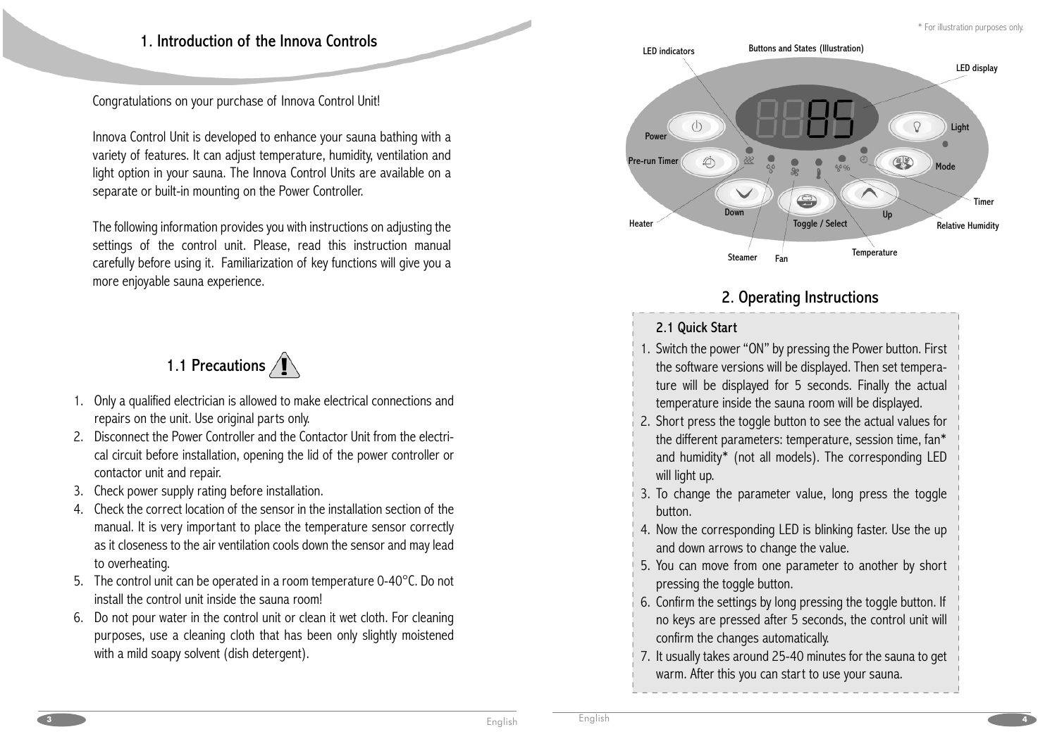# 1. Introduction of the Innova Controls

Congratulations on your purchase of Innova Control Unit!

Innova Control Unit is developed to enhance your sauna bathing with a variety of features. It can adjust temperature, humidity, ventilation and light option in your sauna. The Innova Control Units are available on a separate or built-in mounting on the Power Controller.

The following information provides you with instructions on adjusting the settings of the control unit. Please, read this instruction manual carefully before using it. Familiarization of key functions will give you a more enjoyable sauna experience.

## 1.1 Precautions

1. Only a qualified electrician is allowed to make electrical connections and repairs on the unit. Use original parts only.
2. Disconnect the Power Controller and the Contactor Unit from the electrical circuit before installation, opening the lid of the power controller or contactor unit and repair.
3. Check power supply rating before installation.
4. Check the correct location of the sensor in the installation section of the manual. It is very important to place the temperature sensor correctly as it closeness to the air ventilation cools down the sensor and may lead to overheating.
5. The control unit can be operated in a room temperature 0-40°C. Do not install the control unit inside the sauna room!
6. Do not pour water in the control unit or clean it wet cloth. For cleaning purposes, use a cleaning cloth that has been only slightly moistened with a mild soapy solvent (dish detergent).

\* For illustration purposes only.

Buttons and States (Illustration)

LED indicators, LED display, Power, Light, Pre-run Timer, Mode, Timer, Heater, Down, Toggle / Select, Up, Relative Humidity, Steamer, Fan, Temperature

# 2. Operating Instructions

### 2.1 Quick Start

1. Switch the power "ON" by pressing the Power button. First the software versions will be displayed. Then set temperature will be displayed for 5 seconds. Finally the actual temperature inside the sauna room will be displayed.
2. Short press the toggle button to see the actual values for the different parameters: temperature, session time, fan* and humidity* (not all models). The corresponding LED will light up.
3. To change the parameter value, long press the toggle button.
4. Now the corresponding LED is blinking faster. Use the up and down arrows to change the value.
5. You can move from one parameter to another by short pressing the toggle button.
6. Confirm the settings by long pressing the toggle button. If no keys are pressed after 5 seconds, the control unit will confirm the changes automatically.
7. It usually takes around 25-40 minutes for the sauna to get warm. After this you can start to use your sauna.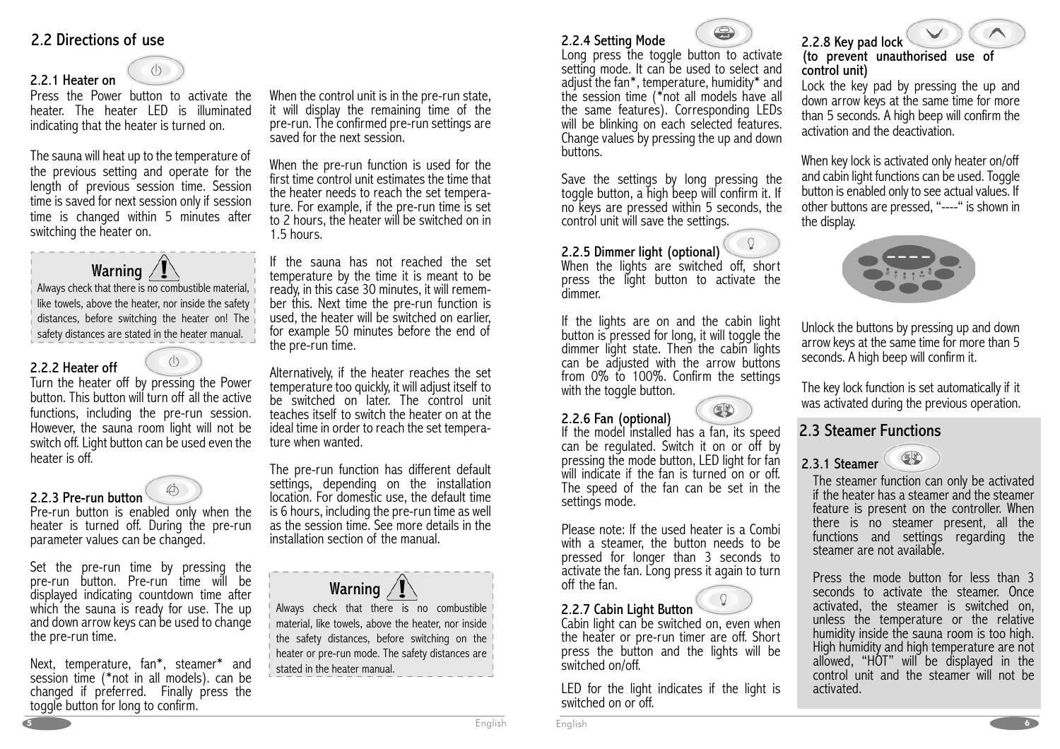## 2.2 Directions of use

### 2.2.1 Heater on

Press the Power button to activate the heater. The heater LED is illuminated indicating that the heater is turned on.

The sauna will heat up to the temperature of the previous setting and operate for the length of previous session time. Session time is saved for next session only if session time is changed within 5 minutes after switching the heater on.

**Warning**

Always check that there is no combustible material, like towels, above the heater, nor inside the safety distances, before switching the heater on! The safety distances are stated in the heater manual.

### 2.2.2 Heater off

Turn the heater off by pressing the Power button. This button will turn off all the active functions, including the pre-run session. However, the sauna room light will not be switch off. Light button can be used even the heater is off.

### 2.2.3 Pre-run button

Pre-run button is enabled only when the heater is turned off. During the pre-run parameter values can be changed.

Set the pre-run time by pressing the pre-run button. Pre-run time will be displayed indicating countdown time after which the sauna is ready for use. The up and down arrow keys can be used to change the pre-run time.

Next, temperature, fan*, steamer* and session time (*not in all models). can be changed if preferred. Finally press the toggle button for long to confirm.

When the control unit is in the pre-run state, it will display the remaining time of the pre-run. The confirmed pre-run settings are saved for the next session.

When the pre-run function is used for the first time control unit estimates the time that the heater needs to reach the set temperature. For example, if the pre-run time is set to 2 hours, the heater will be switched on in 1.5 hours.

If the sauna has not reached the set temperature by the time it is meant to be ready, in this case 30 minutes, it will remember this. Next time the pre-run function is used, the heater will be switched on earlier, for example 50 minutes before the end of the pre-run time.

Alternatively, if the heater reaches the set temperature too quickly, it will adjust itself to be switched on later. The control unit teaches itself to switch the heater on at the ideal time in order to reach the set temperature when wanted.

The pre-run function has different default settings, depending on the installation location. For domestic use, the default time is 6 hours, including the pre-run time as well as the session time. See more details in the installation section of the manual.

**Warning**

Always check that there is no combustible material, like towels, above the heater, nor inside the safety distances, before switching on the heater or pre-run mode. The safety distances are stated in the heater manual.

### 2.2.4 Setting Mode

Long press the toggle button to activate setting mode. It can be used to select and adjust the fan*, temperature, humidity* and the session time (*not all models have all the same features). Corresponding LEDs will be blinking on each selected features. Change values by pressing the up and down buttons.

Save the settings by long pressing the toggle button, a high beep will confirm it. If no keys are pressed within 5 seconds, the control unit will save the settings.

### 2.2.5 Dimmer light (optional)

When the lights are switched off, short press the light button to activate the dimmer.

If the lights are on and the cabin light button is pressed for long, it will toggle the dimmer light state. Then the cabin lights can be adjusted with the arrow buttons from 0% to 100%. Confirm the settings with the toggle button.

### 2.2.6 Fan (optional)

If the model installed has a fan, its speed can be regulated. Switch it on or off by pressing the mode button, LED light for fan will indicate if the fan is turned on or off. The speed of the fan can be set in the settings mode.

Please note: If the used heater is a Combi with a steamer, the button needs to be pressed for longer than 3 seconds to activate the fan. Long press it again to turn off the fan.

### 2.2.7 Cabin Light Button

Cabin light can be switched on, even when the heater or pre-run timer are off. Short press the button and the lights will be switched on/off.

LED for the light indicates if the light is switched on or off.

### 2.2.8 Key pad lock (to prevent unauthorised use of control unit)

Lock the key pad by pressing the up and down arrow keys at the same time for more than 5 seconds. A high beep will confirm the activation and the deactivation.

When key lock is activated only heater on/off and cabin light functions can be used. Toggle button is enabled only to see actual values. If other buttons are pressed, "----" is shown in the display.

Unlock the buttons by pressing up and down arrow keys at the same time for more than 5 seconds. A high beep will confirm it.

The key lock function is set automatically if it was activated during the previous operation.

## 2.3 Steamer Functions

### 2.3.1 Steamer

The steamer function can only be activated if the heater has a steamer and the steamer feature is present on the controller. When there is no steamer present, all the functions and settings regarding the steamer are not available.

Press the mode button for less than 3 seconds to activate the steamer. Once activated, the steamer is switched on, unless the temperature or the relative humidity inside the sauna room is too high. High humidity and high temperature are not allowed, "HOT" will be displayed in the control unit and the steamer will not be activated.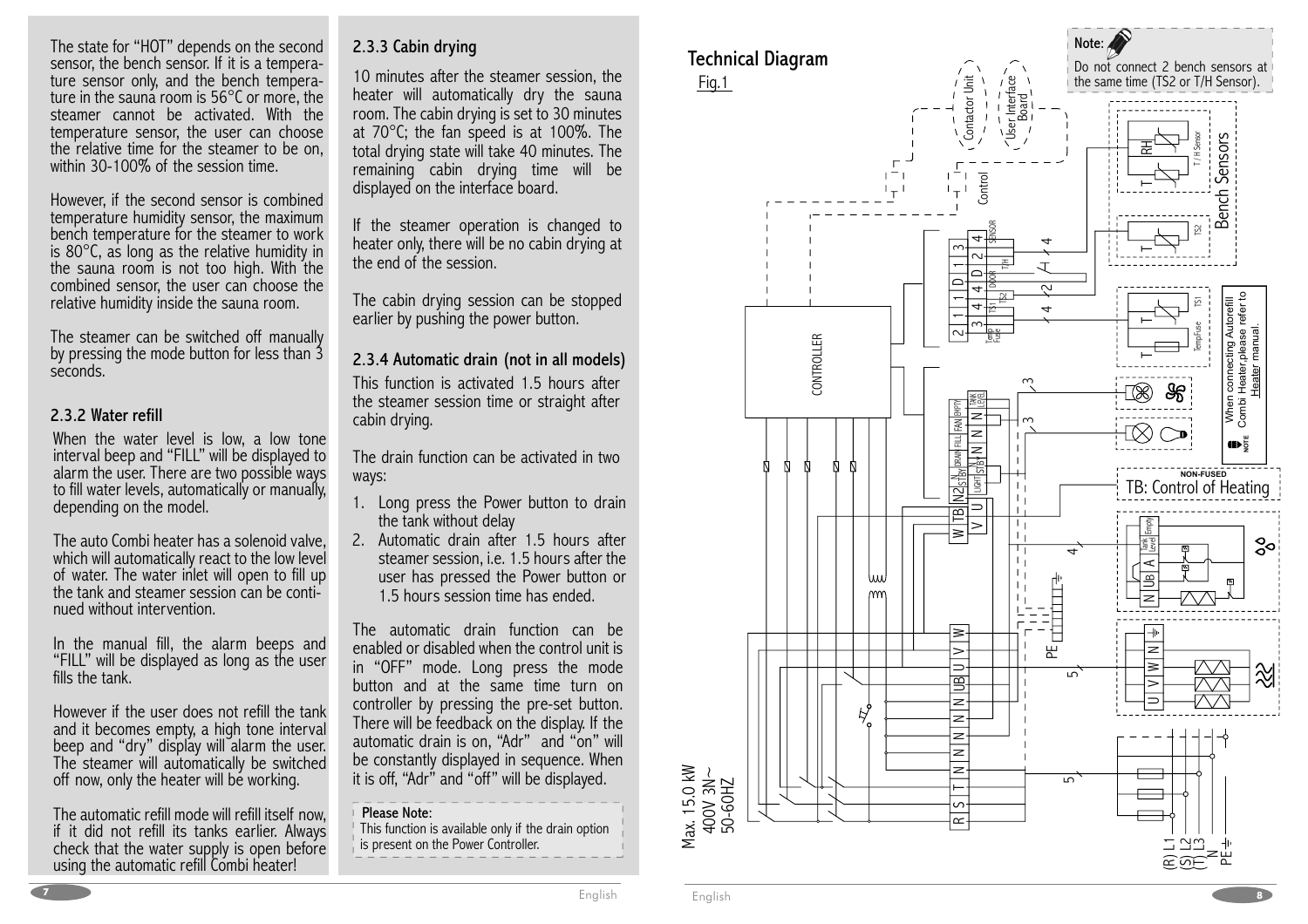The state for "HOT" depends on the second sensor, the bench sensor. If it is a temperature sensor only, and the bench temperature in the sauna room is 56°C or more, the steamer cannot be activated. With the temperature sensor, the user can choose the relative time for the steamer to be on, within 30-100% of the session time.

However, if the second sensor is combined temperature humidity sensor, the maximum bench temperature for the steamer to work is 80°C, as long as the relative humidity in the sauna room is not too high. With the combined sensor, the user can choose the relative humidity inside the sauna room.

The steamer can be switched off manually by pressing the mode button for less than 3 seconds.

### 2.3.2 Water refill

When the water level is low, a low tone interval beep and "FILL" will be displayed to alarm the user. There are two possible ways to fill water levels, automatically or manually, depending on the model.

The auto Combi heater has a solenoid valve, which will automatically react to the low level of water. The water inlet will open to fill up the tank and steamer session can be continued without intervention.

In the manual fill, the alarm beeps and "FILL" will be displayed as long as the user fills the tank.

However if the user does not refill the tank and it becomes empty, a high tone interval beep and "dry" display will alarm the user. The steamer will automatically be switched off now, only the heater will be working.

The automatic refill mode will refill itself now, if it did not refill its tanks earlier. Always check that the water supply is open before using the automatic refill Combi heater!

### 2.3.3 Cabin drying

10 minutes after the steamer session, the heater will automatically dry the sauna room. The cabin drying is set to 30 minutes at 70°C; the fan speed is at 100%. The total drying state will take 40 minutes. The remaining cabin drying time will be displayed on the interface board.

If the steamer operation is changed to heater only, there will be no cabin drying at the end of the session.

The cabin drying session can be stopped earlier by pushing the power button.

### 2.3.4 Automatic drain (not in all models)

This function is activated 1.5 hours after the steamer session time or straight after cabin drying.

The drain function can be activated in two ways:

1. Long press the Power button to drain the tank without delay
2. Automatic drain after 1.5 hours after steamer session, i.e. 1.5 hours after the user has pressed the Power button or 1.5 hours session time has ended.

The automatic drain function can be enabled or disabled when the control unit is in "OFF" mode. Long press the mode button and at the same time turn on controller by pressing the pre-set button. There will be feedback on the display. If the automatic drain is on, "Adr" and "on" will be constantly displayed in sequence. When it is off, "Adr" and "off" will be displayed.

**Please Note:**
This function is available only if the drain option is present on the Power Controller.

## Technical Diagram

Fig.1

**Note:** Do not connect 2 bench sensors at the same time (TS2 or T/H Sensor).

Contactor Unit — User Interface Board — Control — CONTROLLER — Bench Sensors — T / H Sensor — TS2 — TS1 — TempFuse — TB: Control of Heating — NON-FUSED

When connecting Autorefill Combi Heater, please refer to Heater manual.

Max. 15.0 kW
400V 3N~
50-60HZ

(R) L1
(S) L2
(T) L3
N
PE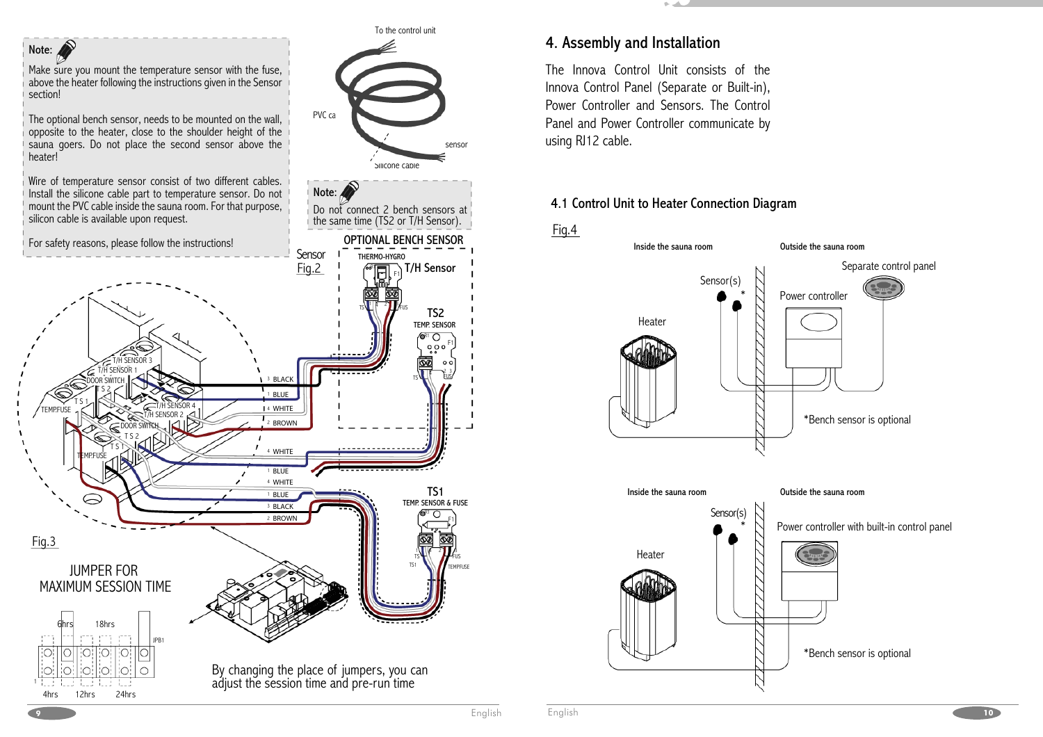**Note:**

Make sure you mount the temperature sensor with the fuse, above the heater following the instructions given in the Sensor section!

The optional bench sensor, needs to be mounted on the wall, opposite to the heater, close to the shoulder height of the sauna goers. Do not place the second sensor above the heater!

Wire of temperature sensor consist of two different cables. Install the silicone cable part to temperature sensor. Do not mount the PVC cable inside the sauna room. For that purpose, silicon cable is available upon request.

For safety reasons, please follow the instructions!

To the control unit

PVC ca

sensor

Silicone cable

Sensor

Fig.2

**Note:**

Do not connect 2 bench sensors at the same time (TS2 or T/H Sensor).

OPTIONAL BENCH SENSOR

THERMO-HYGRO

T/H Sensor

TS2

TEMP. SENSOR

T/H SENSOR 3

T/H SENSOR 1

DOOR SWITCH

TS2

TS1

TEMP.FUSE

T/H SENSOR 4

T/H SENSOR 2

DOOR SWITCH

TS2

TS1

TEMP.FUSE

3 BLACK

1 BLUE

4 WHITE

2 BROWN

4 WHITE

1 BLUE

4 WHITE

1 BLUE

3 BLACK

2 BROWN

TS1

TEMP. SENSOR & FUSE

Fig.3

JUMPER FOR MAXIMUM SESSION TIME

6hrs 18hrs

4hrs 12hrs 24hrs

JPB1

By changing the place of jumpers, you can adjust the session time and pre-run time

# 4. Assembly and Installation

The Innova Control Unit consists of the Innova Control Panel (Separate or Built-in), Power Controller and Sensors. The Control Panel and Power Controller communicate by using RJ12 cable.

## 4.1 Control Unit to Heater Connection Diagram

Fig.4

Inside the sauna room

Outside the sauna room

Separate control panel

Sensor(s)

*

Power controller

Heater

*Bench sensor is optional

Inside the sauna room

Outside the sauna room

Sensor(s)

*

Power controller with built-in control panel

Heater

*Bench sensor is optional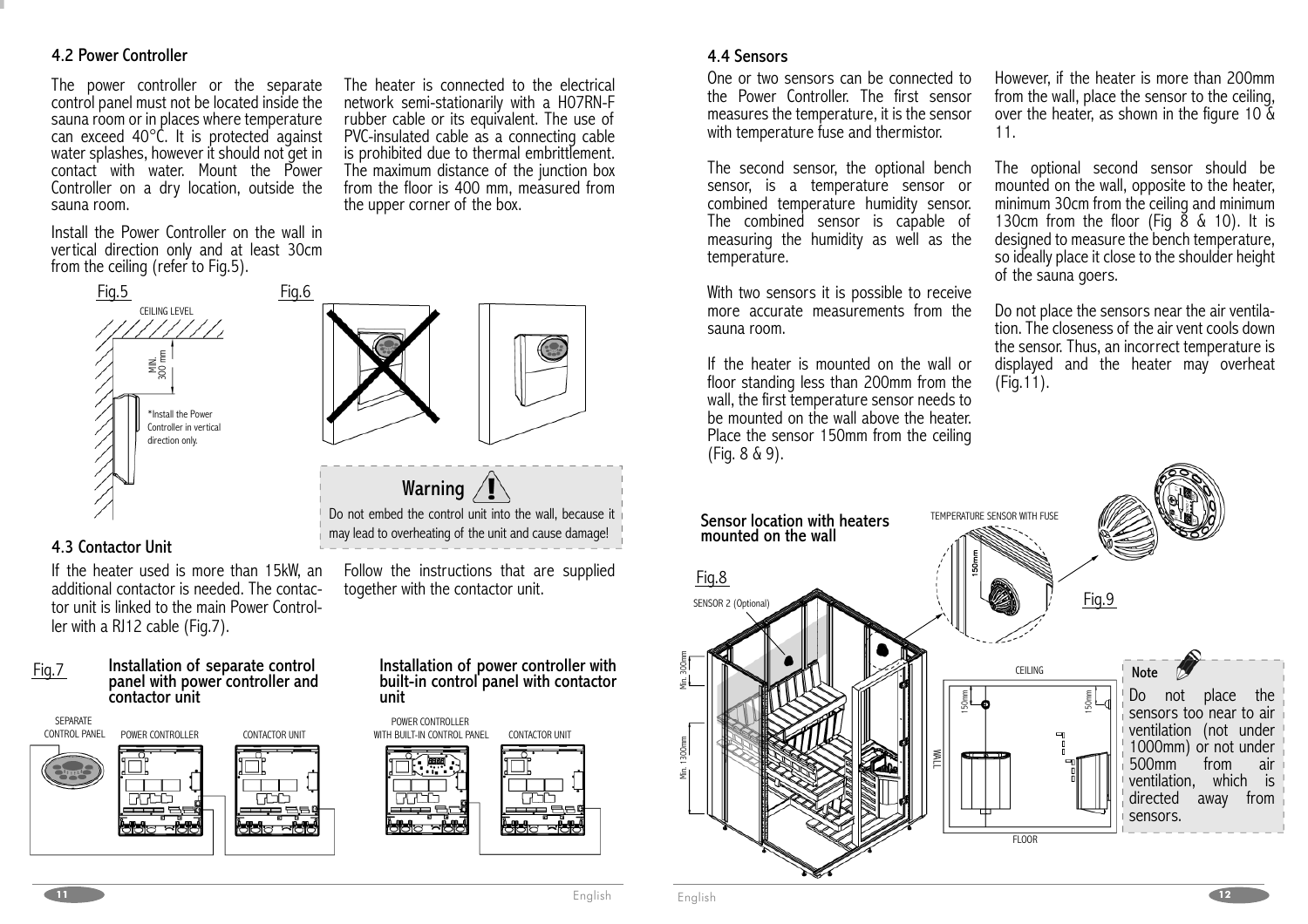## 4.2 Power Controller

The power controller or the separate control panel must not be located inside the sauna room or in places where temperature can exceed 40°C. It is protected against water splashes, however it should not get in contact with water. Mount the Power Controller on a dry location, outside the sauna room.

Install the Power Controller on the wall in vertical direction only and at least 30cm from the ceiling (refer to Fig.5).

The heater is connected to the electrical network semi-stationarily with a H07RN-F rubber cable or its equivalent. The use of PVC-insulated cable as a connecting cable is prohibited due to thermal embrittlement. The maximum distance of the junction box from the floor is 400 mm, measured from the upper corner of the box.

Fig.5

CEILING LEVEL

MIN. 300 mm

*Install the Power Controller in vertical direction only.

Fig.6

**Warning**

Do not embed the control unit into the wall, because it may lead to overheating of the unit and cause damage!

## 4.3 Contactor Unit

If the heater used is more than 15kW, an additional contactor is needed. The contactor unit is linked to the main Power Controller with a RJ12 cable (Fig.7).

Follow the instructions that are supplied together with the contactor unit.

Fig.7

**Installation of separate control panel with power controller and contactor unit**

SEPARATE CONTROL PANEL — POWER CONTROLLER — CONTACTOR UNIT

**Installation of power controller with built-in control panel with contactor unit**

POWER CONTROLLER WITH BUILT-IN CONTROL PANEL — CONTACTOR UNIT

## 4.4 Sensors

One or two sensors can be connected to the Power Controller. The first sensor measures the temperature, it is the sensor with temperature fuse and thermistor.

The second sensor, the optional bench sensor, is a temperature sensor or combined temperature humidity sensor. The combined sensor is capable of measuring the humidity as well as the temperature.

With two sensors it is possible to receive more accurate measurements from the sauna room.

If the heater is mounted on the wall or floor standing less than 200mm from the wall, the first temperature sensor needs to be mounted on the wall above the heater. Place the sensor 150mm from the ceiling (Fig. 8 & 9).

However, if the heater is more than 200mm from the wall, place the sensor to the ceiling, over the heater, as shown in the figure 10 & 11.

The optional second sensor should be mounted on the wall, opposite to the heater, minimum 30cm from the ceiling and minimum 130cm from the floor (Fig 8 & 10). It is designed to measure the bench temperature, so ideally place it close to the shoulder height of the sauna goers.

Do not place the sensors near the air ventilation. The closeness of the air vent cools down the sensor. Thus, an incorrect temperature is displayed and the heater may overheat (Fig.11).

**Sensor location with heaters mounted on the wall**

Fig.8

SENSOR 2 (Optional)

Min. 300mm

Min. 1300mm

TEMPERATURE SENSOR WITH FUSE

150mm

Fig.9

CEILING

150mm

150mm

WALL

FLOOR

**Note**

Do not place the sensors too near to air ventilation (not under 1000mm) or not under 500mm from air ventilation, which is directed away from sensors.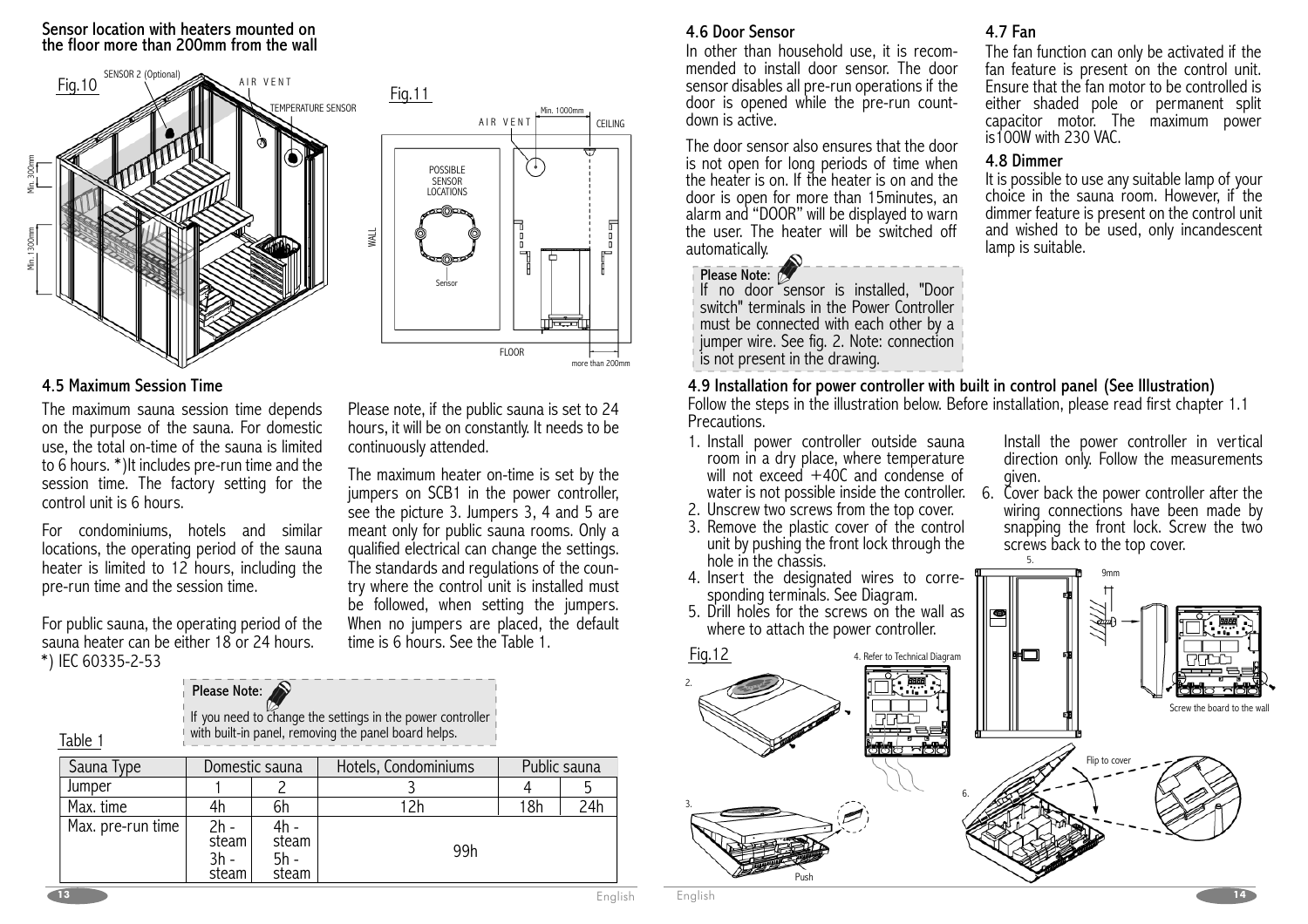**Sensor location with heaters mounted on the floor more than 200mm from the wall**

Fig.10

Fig.11

## 4.5 Maximum Session Time

The maximum sauna session time depends on the purpose of the sauna. For domestic use, the total on-time of the sauna is limited to 6 hours. *)It includes pre-run time and the session time. The factory setting for the control unit is 6 hours.

For condominiums, hotels and similar locations, the operating period of the sauna heater is limited to 12 hours, including the pre-run time and the session time.

For public sauna, the operating period of the sauna heater can be either 18 or 24 hours.
*) IEC 60335-2-53

Please note, if the public sauna is set to 24 hours, it will be on constantly. It needs to be continuously attended.

The maximum heater on-time is set by the jumpers on SCB1 in the power controller, see the picture 3. Jumpers 3, 4 and 5 are meant only for public sauna rooms. Only a qualified electrical can change the settings. The standards and regulations of the country where the control unit is installed must be followed, when setting the jumpers. When no jumpers are placed, the default time is 6 hours. See the Table 1.

**Please Note:**
If you need to change the settings in the power controller with built-in panel, removing the panel board helps.

Table 1

| Sauna Type | Domestic sauna | | Hotels, Condominiums | Public sauna | |
|---|---|---|---|---|---|
| Jumper | 1 | 2 | 3 | 4 | 5 |
| Max. time | 4h | 6h | 12h | 18h | 24h |
| Max. pre-run time | 2h - steam 3h - steam | 4h - steam 5h - steam | 99h | | |

## 4.6 Door Sensor

In other than household use, it is recommended to install door sensor. The door sensor disables all pre-run operations if the door is opened while the pre-run countdown is active.

The door sensor also ensures that the door is not open for long periods of time when the heater is on. If the heater is on and the door is open for more than 15minutes, an alarm and "DOOR" will be displayed to warn the user. The heater will be switched off automatically.

**Please Note:**
If no door sensor is installed, "Door switch" terminals in the Power Controller must be connected with each other by a jumper wire. See fig. 2. Note: connection is not present in the drawing.

## 4.7 Fan

The fan function can only be activated if the fan feature is present on the control unit. Ensure that the fan motor to be controlled is either shaded pole or permanent split capacitor motor. The maximum power is100W with 230 VAC.

## 4.8 Dimmer

It is possible to use any suitable lamp of your choice in the sauna room. However, if the dimmer feature is present on the control unit and wished to be used, only incandescent lamp is suitable.

## 4.9 Installation for power controller with built in control panel (See Illustration)

Follow the steps in the illustration below. Before installation, please read first chapter 1.1 Precautions.

1. Install power controller outside sauna room in a dry place, where temperature will not exceed +40C and condense of water is not possible inside the controller.
2. Unscrew two screws from the top cover.
3. Remove the plastic cover of the control unit by pushing the front lock through the hole in the chassis.
4. Insert the designated wires to corresponding terminals. See Diagram.
5. Drill holes for the screws on the wall as where to attach the power controller. Install the power controller in vertical direction only. Follow the measurements given.
6. Cover back the power controller after the wiring connections have been made by snapping the front lock. Screw the two screws back to the top cover.

Fig.12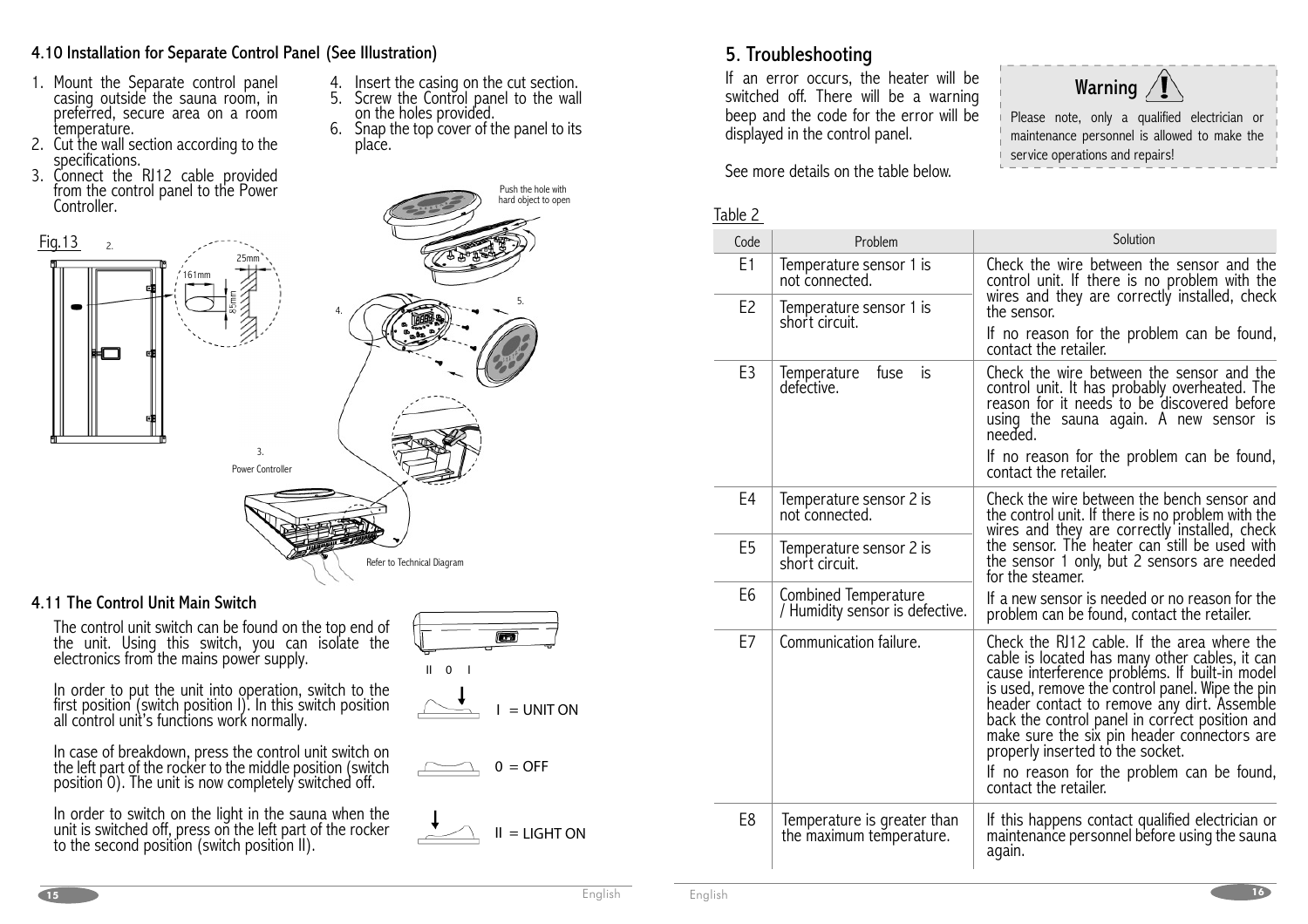## 4.10 Installation for Separate Control Panel (See Illustration)

1. Mount the Separate control panel casing outside the sauna room, in preferred, secure area on a room temperature.
2. Cut the wall section according to the specifications.
3. Connect the RJ12 cable provided from the control panel to the Power Controller.
4. Insert the casing on the cut section.
5. Screw the Control panel to the wall on the holes provided.
6. Snap the top cover of the panel to its place.

Fig.13

2. 161mm 25mm 85mm

Push the hole with hard object to open

4. 5.

3. Power Controller

Refer to Technical Diagram

## 4.11 The Control Unit Main Switch

The control unit switch can be found on the top end of the unit. Using this switch, you can isolate the electronics from the mains power supply.

In order to put the unit into operation, switch to the first position (switch position I). In this switch position all control unit's functions work normally.

In case of breakdown, press the control unit switch on the left part of the rocker to the middle position (switch position 0). The unit is now completely switched off.

In order to switch on the light in the sauna when the unit is switched off, press on the left part of the rocker to the second position (switch position II).

II 0 I

I = UNIT ON

0 = OFF

II = LIGHT ON

# 5. Troubleshooting

If an error occurs, the heater will be switched off. There will be a warning beep and the code for the error will be displayed in the control panel.

See more details on the table below.

**Warning**

Please note, only a qualified electrician or maintenance personnel is allowed to make the service operations and repairs!

Table 2

| Code | Problem | Solution |
|---|---|---|
| E1 | Temperature sensor 1 is not connected. | Check the wire between the sensor and the control unit. If there is no problem with the wires and they are correctly installed, check the sensor.<br>If no reason for the problem can be found, contact the retailer. |
| E2 | Temperature sensor 1 is short circuit. | |
| E3 | Temperature fuse is defective. | Check the wire between the sensor and the control unit. It has probably overheated. The reason for it needs to be discovered before using the sauna again. A new sensor is needed.<br>If no reason for the problem can be found, contact the retailer. |
| E4 | Temperature sensor 2 is not connected. | Check the wire between the bench sensor and the control unit. If there is no problem with the wires and they are correctly installed, check the sensor. The heater can still be used with the sensor 1 only, but 2 sensors are needed for the steamer. |
| E5 | Temperature sensor 2 is short circuit. | |
| E6 | Combined Temperature / Humidity sensor is defective. | If a new sensor is needed or no reason for the problem can be found, contact the retailer. |
| E7 | Communication failure. | Check the RJ12 cable. If the area where the cable is located has many other cables, it can cause interference problems. If built-in model is used, remove the control panel. Wipe the pin header contact to remove any dirt. Assemble back the control panel in correct position and make sure the six pin header connectors are properly inserted to the socket.<br>If no reason for the problem can be found, contact the retailer. |
| E8 | Temperature is greater than the maximum temperature. | If this happens contact qualified electrician or maintenance personnel before using the sauna again. |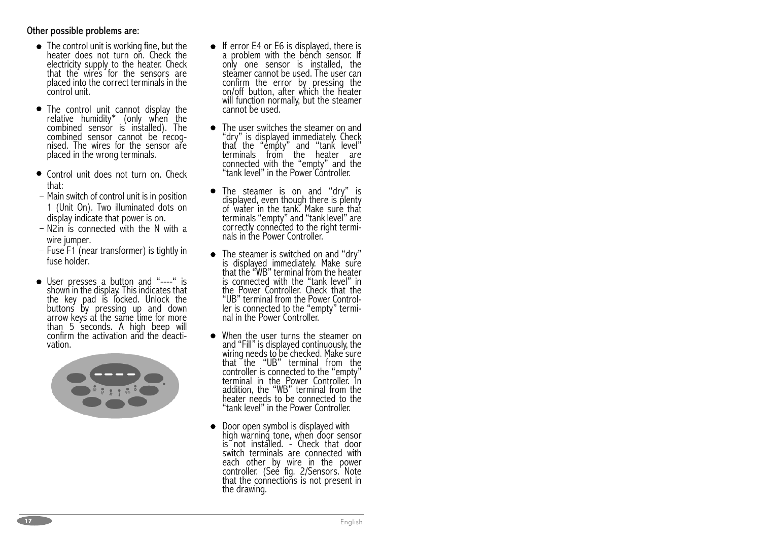**Other possible problems are:**

- The control unit is working fine, but the heater does not turn on. Check the electricity supply to the heater. Check that the wires for the sensors are placed into the correct terminals in the control unit.

- The control unit cannot display the relative humidity* (only when the combined sensor is installed). The combined sensor cannot be recognised. The wires for the sensor are placed in the wrong terminals.

- Control unit does not turn on. Check that:
  - Main switch of control unit is in position 1 (Unit On). Two illuminated dots on display indicate that power is on.
  - N2in is connected with the N with a wire jumper.
  - Fuse F1 (near transformer) is tightly in fuse holder.

- User presses a button and "----" is shown in the display. This indicates that the key pad is locked. Unlock the buttons by pressing up and down arrow keys at the same time for more than 5 seconds. A high beep will confirm the activation and the deactivation.

- If error E4 or E6 is displayed, there is a problem with the bench sensor. If only one sensor is installed, the steamer cannot be used. The user can confirm the error by pressing the on/off button, after which the heater will function normally, but the steamer cannot be used.

- The user switches the steamer on and "dry" is displayed immediately. Check that the "empty" and "tank level" terminals from the heater are connected with the "empty" and the "tank level" in the Power Controller.

- The steamer is on and "dry" is displayed, even though there is plenty of water in the tank. Make sure that terminals "empty" and "tank level" are correctly connected to the right terminals in the Power Controller.

- The steamer is switched on and "dry" is displayed immediately. Make sure that the "WB" terminal from the heater is connected with the "tank level" in the Power Controller. Check that the "UB" terminal from the Power Controller is connected to the "empty" terminal in the Power Controller.

- When the user turns the steamer on and "Fill" is displayed continuously, the wiring needs to be checked. Make sure that the "UB" terminal from the controller is connected to the "empty" terminal in the Power Controller. In addition, the "WB" terminal from the heater needs to be connected to the "tank level" in the Power Controller.

- Door open symbol is displayed with high warning tone, when door sensor is not installed. - Check that door switch terminals are connected with each other by wire in the power controller. (See fig. 2/Sensors. Note that the connections is not present in the drawing.